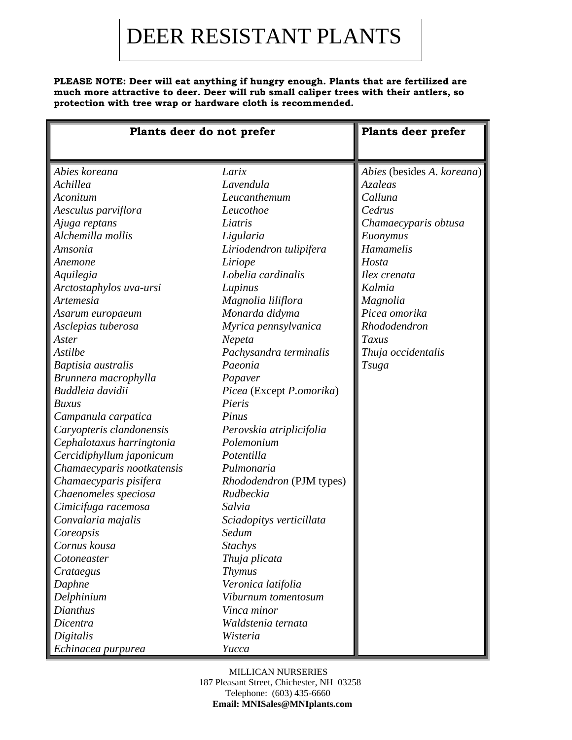# DEER RESISTANT PLANTS

**PLEASE NOTE: Deer will eat anything if hungry enough. Plants that are fertilized are much more attractive to deer. Deer will rub small caliper trees with their antlers, so protection with tree wrap or hardware cloth is recommended.**

| Plants deer do not prefer | | Plants deer prefer |
|---|---|---|
| *Abies koreana* | *Larix* | *Abies* (besides *A. koreana*) |
| *Achillea* | *Lavendula* | *Azaleas* |
| *Aconitum* | *Leucanthemum* | *Calluna* |
| *Aesculus parviflora* | *Leucothoe* | *Cedrus* |
| *Ajuga reptans* | *Liatris* | *Chamaecyparis obtusa* |
| *Alchemilla mollis* | *Ligularia* | *Euonymus* |
| *Amsonia* | *Liriodendron tulipifera* | *Hamamelis* |
| *Anemone* | *Liriope* | *Hosta* |
| *Aquilegia* | *Lobelia cardinalis* | *Ilex crenata* |
| *Arctostaphylos uva-ursi* | *Lupinus* | *Kalmia* |
| *Artemesia* | *Magnolia liliflora* | *Magnolia* |
| *Asarum europaeum* | *Monarda didyma* | *Picea omorika* |
| *Asclepias tuberosa* | *Myrica pennsylvanica* | *Rhododendron* |
| *Aster* | *Nepeta* | *Taxus* |
| *Astilbe* | *Pachysandra terminalis* | *Thuja occidentalis* |
| *Baptisia australis* | *Paeonia* | *Tsuga* |
| *Brunnera macrophylla* | *Papaver* | |
| *Buddleia davidii* | *Picea* (Except *P.omorika*) | |
| *Buxus* | *Pieris* | |
| *Campanula carpatica* | *Pinus* | |
| *Caryopteris clandonensis* | *Perovskia atriplicifolia* | |
| *Cephalotaxus harringtonia* | *Polemonium* | |
| *Cercidiphyllum japonicum* | *Potentilla* | |
| *Chamaecyparis nootkatensis* | *Pulmonaria* | |
| *Chamaecyparis pisifera* | *Rhododendron* (PJM types) | |
| *Chaenomeles speciosa* | *Rudbeckia* | |
| *Cimicifuga racemosa* | *Salvia* | |
| *Convalaria majalis* | *Sciadopitys verticillata* | |
| *Coreopsis* | *Sedum* | |
| *Cornus kousa* | *Stachys* | |
| *Cotoneaster* | *Thuja plicata* | |
| *Crataegus* | *Thymus* | |
| *Daphne* | *Veronica latifolia* | |
| *Delphinium* | *Viburnum tomentosum* | |
| *Dianthus* | *Vinca minor* | |
| *Dicentra* | *Waldstenia ternata* | |
| *Digitalis* | *Wisteria* | |
| *Echinacea purpurea* | *Yucca* | |

MILLICAN NURSERIES
187 Pleasant Street, Chichester, NH 03258
Telephone: (603) 435-6660
**Email: MNISales@MNIplants.com**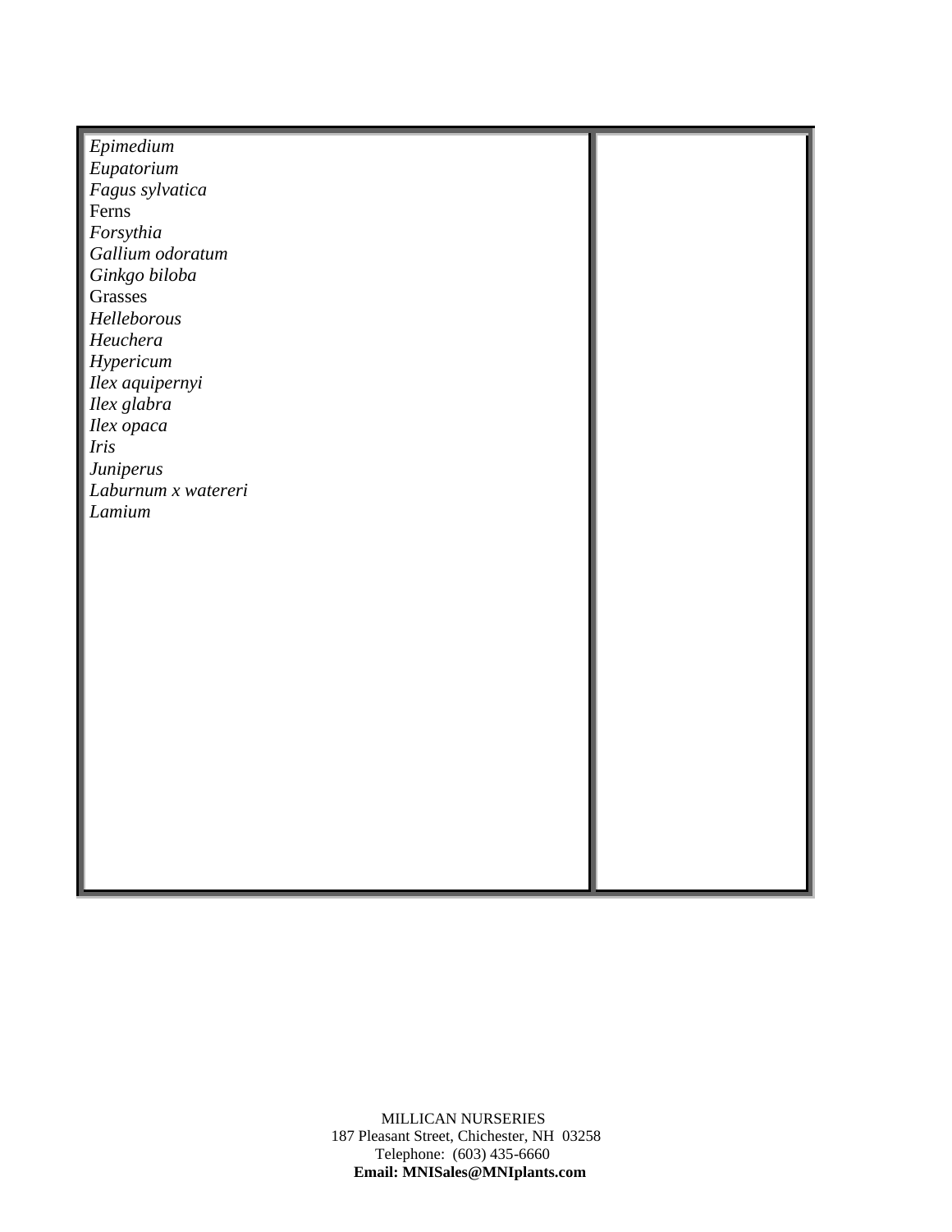| | |
|---|---|
| *Epimedium*<br>*Eupatorium*<br>*Fagus sylvatica*<br>Ferns<br>*Forsythia*<br>*Gallium odoratum*<br>*Ginkgo biloba*<br>Grasses<br>*Helleborous*<br>*Heuchera*<br>*Hypericum*<br>*Ilex aquipernyi*<br>*Ilex glabra*<br>*Ilex opaca*<br>*Iris*<br>*Juniperus*<br>*Laburnum x watereri*<br>*Lamium* | |

MILLICAN NURSERIES
187 Pleasant Street, Chichester, NH 03258
Telephone: (603) 435-6660
**Email: MNISales@MNIplants.com**